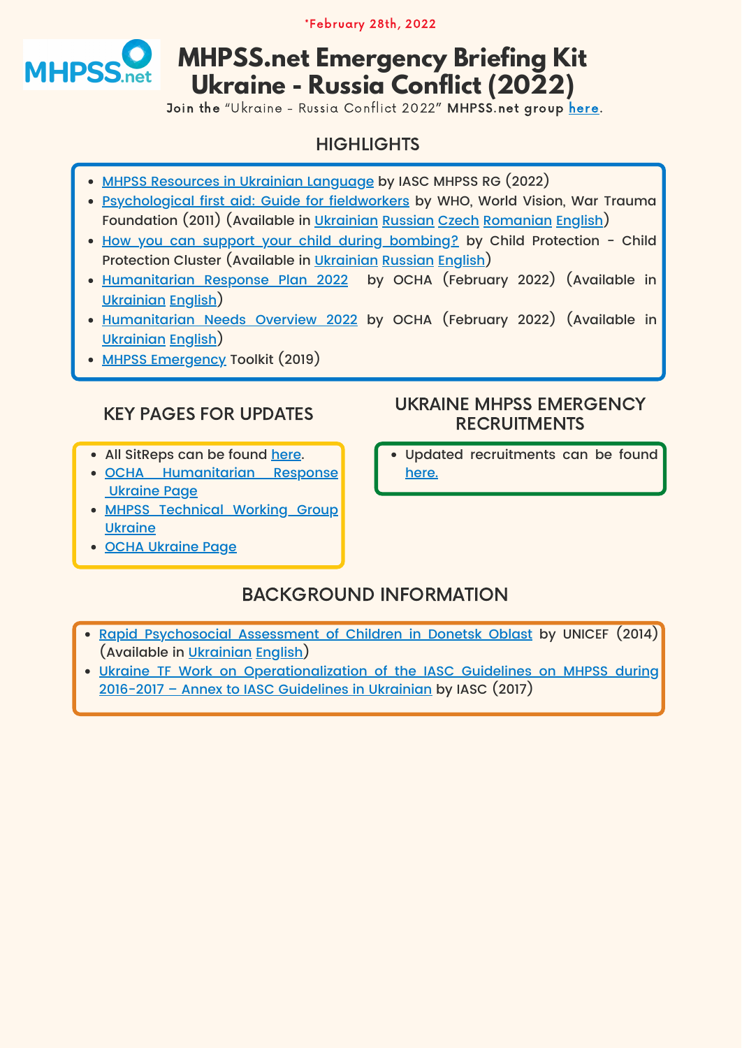*February 28th, 2022

# MHPSS.net Emergency Briefing Kit Ukraine - Russia Conflict (2022)

Join the "Ukraine - Russia Conflict 2022" MHPSS.net group here.

## HIGHLIGHTS

- MHPSS Resources in Ukrainian Language by IASC MHPSS RG (2022)
- Psychological first aid: Guide for fieldworkers by WHO, World Vision, War Trauma Foundation (2011) (Available in Ukrainian Russian Czech Romanian English)
- How you can support your child during bombing? by Child Protection - Child Protection Cluster (Available in Ukrainian Russian English)
- Humanitarian Response Plan 2022 by OCHA (February 2022) (Available in Ukrainian English)
- Humanitarian Needs Overview 2022 by OCHA (February 2022) (Available in Ukrainian English)
- MHPSS Emergency Toolkit (2019)

## KEY PAGES FOR UPDATES

- All SitReps can be found here.
- OCHA Humanitarian Response Ukraine Page
- MHPSS Technical Working Group Ukraine
- OCHA Ukraine Page

## UKRAINE MHPSS EMERGENCY RECRUITMENTS

- Updated recruitments can be found here.

## BACKGROUND INFORMATION

- Rapid Psychosocial Assessment of Children in Donetsk Oblast by UNICEF (2014) (Available in Ukrainian English)
- Ukraine TF Work on Operationalization of the IASC Guidelines on MHPSS during 2016-2017 – Annex to IASC Guidelines in Ukrainian by IASC (2017)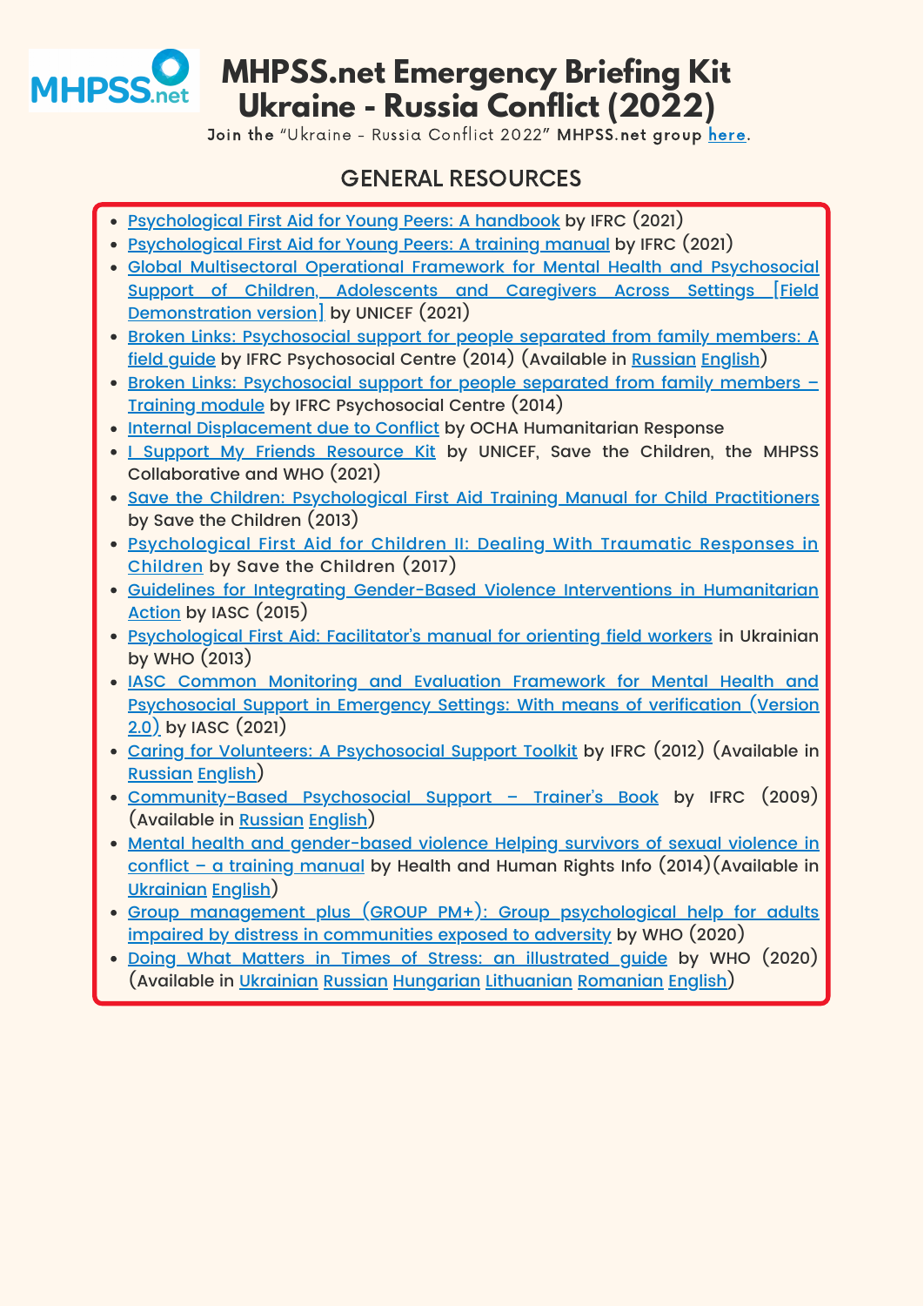# MHPSS.net Emergency Briefing Kit Ukraine - Russia Conflict (2022)

Join the "Ukraine - Russia Conflict 2022" **MHPSS.net group** here.

## GENERAL RESOURCES

- Psychological First Aid for Young Peers: A handbook by IFRC (2021)
- Psychological First Aid for Young Peers: A training manual by IFRC (2021)
- Global Multisectoral Operational Framework for Mental Health and Psychosocial Support of Children, Adolescents and Caregivers Across Settings [Field Demonstration version] by UNICEF (2021)
- Broken Links: Psychosocial support for people separated from family members: A field guide by IFRC Psychosocial Centre (2014) (Available in Russian English)
- Broken Links: Psychosocial support for people separated from family members – Training module by IFRC Psychosocial Centre (2014)
- Internal Displacement due to Conflict by OCHA Humanitarian Response
- I Support My Friends Resource Kit by UNICEF, Save the Children, the MHPSS Collaborative and WHO (2021)
- Save the Children: Psychological First Aid Training Manual for Child Practitioners by Save the Children (2013)
- Psychological First Aid for Children II: Dealing With Traumatic Responses in Children by Save the Children (2017)
- Guidelines for Integrating Gender-Based Violence Interventions in Humanitarian Action by IASC (2015)
- Psychological First Aid: Facilitator's manual for orienting field workers in Ukrainian by WHO (2013)
- IASC Common Monitoring and Evaluation Framework for Mental Health and Psychosocial Support in Emergency Settings: With means of verification (Version 2.0) by IASC (2021)
- Caring for Volunteers: A Psychosocial Support Toolkit by IFRC (2012) (Available in Russian English)
- Community-Based Psychosocial Support – Trainer's Book by IFRC (2009) (Available in Russian English)
- Mental health and gender-based violence Helping survivors of sexual violence in conflict – a training manual by Health and Human Rights Info (2014)(Available in Ukrainian English)
- Group management plus (GROUP PM+): Group psychological help for adults impaired by distress in communities exposed to adversity by WHO (2020)
- Doing What Matters in Times of Stress: an illustrated guide by WHO (2020) (Available in Ukrainian Russian Hungarian Lithuanian Romanian English)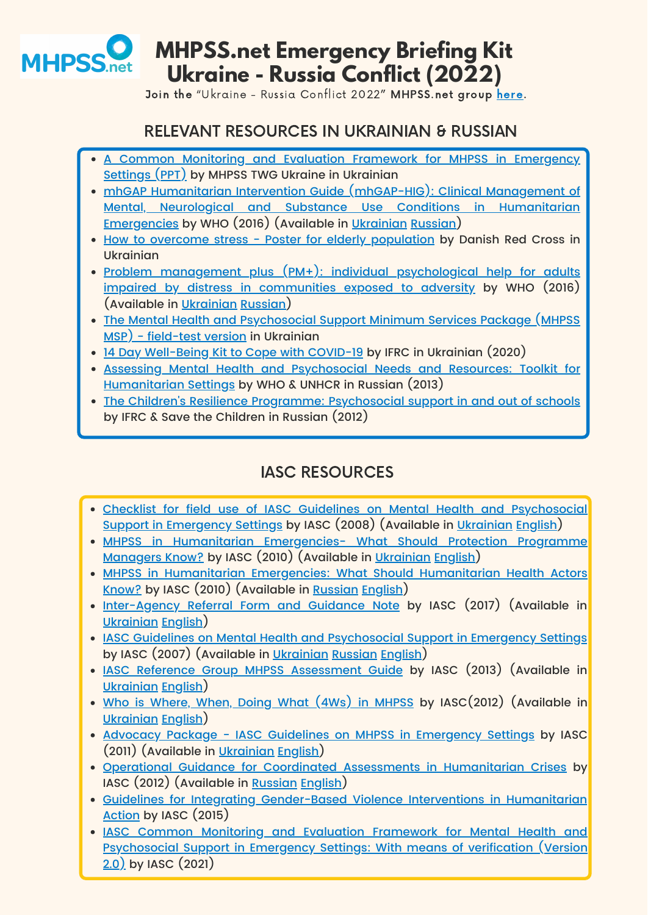# MHPSS.net Emergency Briefing Kit Ukraine - Russia Conflict (2022)

Join the "Ukraine - Russia Conflict 2022" MHPSS.net group here.

## RELEVANT RESOURCES IN UKRAINIAN & RUSSIAN

- A Common Monitoring and Evaluation Framework for MHPSS in Emergency Settings (PPT) by MHPSS TWG Ukraine in Ukrainian
- mhGAP Humanitarian Intervention Guide (mhGAP-HIG): Clinical Management of Mental, Neurological and Substance Use Conditions in Humanitarian Emergencies by WHO (2016) (Available in Ukrainian Russian)
- How to overcome stress - Poster for elderly population by Danish Red Cross in Ukrainian
- Problem management plus (PM+): individual psychological help for adults impaired by distress in communities exposed to adversity by WHO (2016) (Available in Ukrainian Russian)
- The Mental Health and Psychosocial Support Minimum Services Package (MHPSS MSP) - field-test version in Ukrainian
- 14 Day Well-Being Kit to Cope with COVID-19 by IFRC in Ukrainian (2020)
- Assessing Mental Health and Psychosocial Needs and Resources: Toolkit for Humanitarian Settings by WHO & UNHCR in Russian (2013)
- The Children's Resilience Programme: Psychosocial support in and out of schools by IFRC & Save the Children in Russian (2012)

## IASC RESOURCES

- Checklist for field use of IASC Guidelines on Mental Health and Psychosocial Support in Emergency Settings by IASC (2008) (Available in Ukrainian English)
- MHPSS in Humanitarian Emergencies- What Should Protection Programme Managers Know? by IASC (2010) (Available in Ukrainian English)
- MHPSS in Humanitarian Emergencies: What Should Humanitarian Health Actors Know? by IASC (2010) (Available in Russian English)
- Inter-Agency Referral Form and Guidance Note by IASC (2017) (Available in Ukrainian English)
- IASC Guidelines on Mental Health and Psychosocial Support in Emergency Settings by IASC (2007) (Available in Ukrainian Russian English)
- IASC Reference Group MHPSS Assessment Guide by IASC (2013) (Available in Ukrainian English)
- Who is Where, When, Doing What (4Ws) in MHPSS by IASC(2012) (Available in Ukrainian English)
- Advocacy Package - IASC Guidelines on MHPSS in Emergency Settings by IASC (2011) (Available in Ukrainian English)
- Operational Guidance for Coordinated Assessments in Humanitarian Crises by IASC (2012) (Available in Russian English)
- Guidelines for Integrating Gender-Based Violence Interventions in Humanitarian Action by IASC (2015)
- IASC Common Monitoring and Evaluation Framework for Mental Health and Psychosocial Support in Emergency Settings: With means of verification (Version 2.0) by IASC (2021)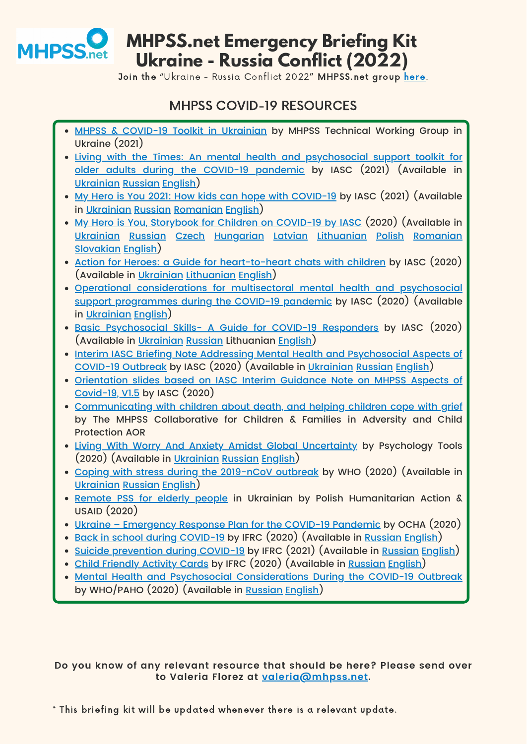# MHPSS.net Emergency Briefing Kit Ukraine - Russia Conflict (2022)

Join the "Ukraine - Russia Conflict 2022" **MHPSS.net group** here.

## MHPSS COVID-19 RESOURCES

- MHPSS & COVID-19 Toolkit in Ukrainian by MHPSS Technical Working Group in Ukraine (2021)
- Living with the Times: An mental health and psychosocial support toolkit for older adults during the COVID-19 pandemic by IASC (2021) (Available in Ukrainian Russian English)
- My Hero is You 2021: How kids can hope with COVID-19 by IASC (2021) (Available in Ukrainian Russian Romanian English)
- My Hero is You, Storybook for Children on COVID-19 by IASC (2020) (Available in Ukrainian Russian Czech Hungarian Latvian Lithuanian Polish Romanian Slovakian English)
- Action for Heroes: a Guide for heart-to-heart chats with children by IASC (2020) (Available in Ukrainian Lithuanian English)
- Operational considerations for multisectoral mental health and psychosocial support programmes during the COVID-19 pandemic by IASC (2020) (Available in Ukrainian English)
- Basic Psychosocial Skills- A Guide for COVID-19 Responders by IASC (2020) (Available in Ukrainian Russian Lithuanian English)
- Interim IASC Briefing Note Addressing Mental Health and Psychosocial Aspects of COVID-19 Outbreak by IASC (2020) (Available in Ukrainian Russian English)
- Orientation slides based on IASC Interim Guidance Note on MHPSS Aspects of Covid-19, V1.5 by IASC (2020)
- Communicating with children about death, and helping children cope with grief by The MHPSS Collaborative for Children & Families in Adversity and Child Protection AOR
- Living With Worry And Anxiety Amidst Global Uncertainty by Psychology Tools (2020) (Available in Ukrainian Russian English)
- Coping with stress during the 2019-nCoV outbreak by WHO (2020) (Available in Ukrainian Russian English)
- Remote PSS for elderly people in Ukrainian by Polish Humanitarian Action & USAID (2020)
- Ukraine – Emergency Response Plan for the COVID-19 Pandemic by OCHA (2020)
- Back in school during COVID-19 by IFRC (2020) (Available in Russian English)
- Suicide prevention during COVID-19 by IFRC (2021) (Available in Russian English)
- Child Friendly Activity Cards by IFRC (2020) (Available in Russian English)
- Mental Health and Psychosocial Considerations During the COVID-19 Outbreak by WHO/PAHO (2020) (Available in Russian English)

**Do you know of any relevant resource that should be here? Please send over to Valeria Florez at valeria@mhpss.net.**

* This briefing kit will be updated whenever there is a relevant update.